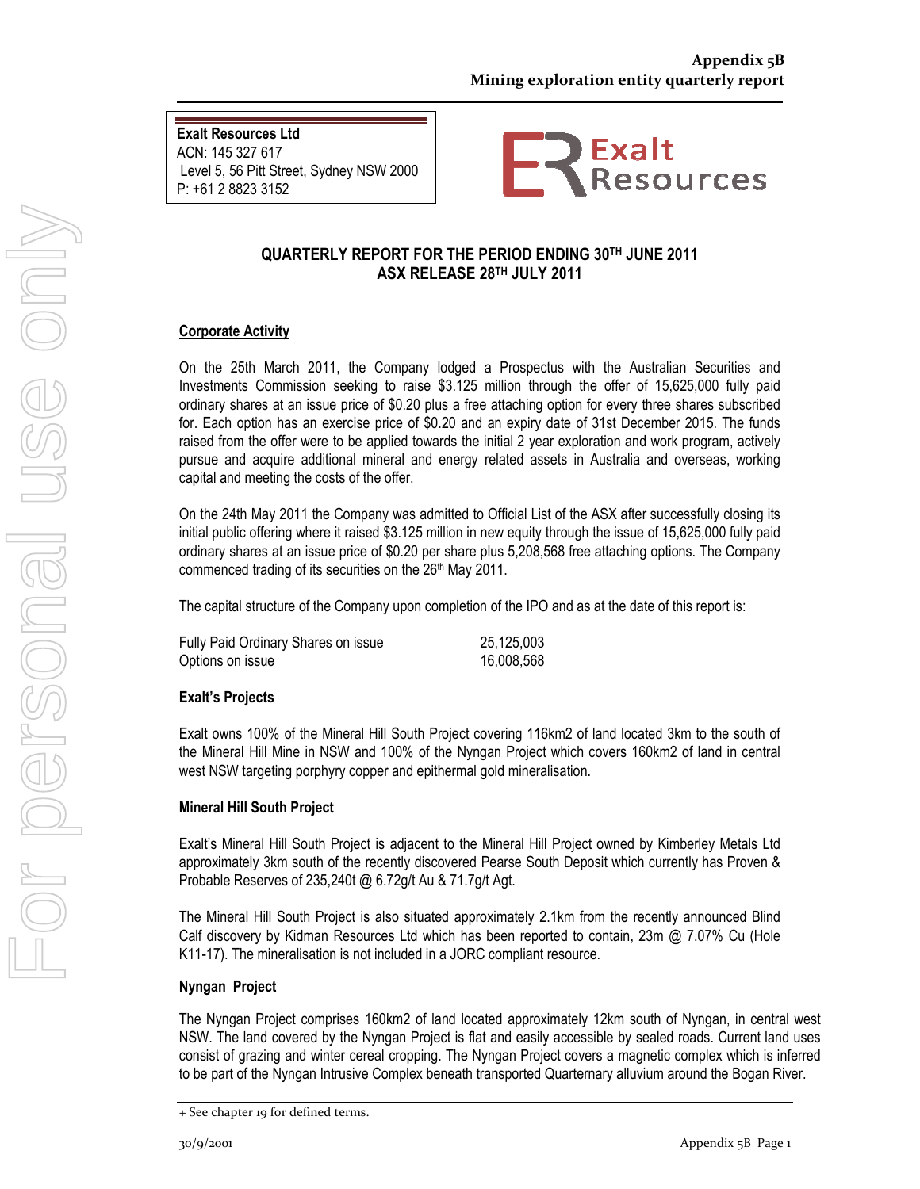**Exalt Resources Ltd**
ACN: 145 327 617
Level 5, 56 Pitt Street, Sydney NSW 2000
P: +61 2 8823 3152

# QUARTERLY REPORT FOR THE PERIOD ENDING 30TH JUNE 2011
## ASX RELEASE 28TH JULY 2011

### Corporate Activity

On the 25th March 2011, the Company lodged a Prospectus with the Australian Securities and Investments Commission seeking to raise $3.125 million through the offer of 15,625,000 fully paid ordinary shares at an issue price of $0.20 plus a free attaching option for every three shares subscribed for. Each option has an exercise price of $0.20 and an expiry date of 31st December 2015. The funds raised from the offer were to be applied towards the initial 2 year exploration and work program, actively pursue and acquire additional mineral and energy related assets in Australia and overseas, working capital and meeting the costs of the offer.

On the 24th May 2011 the Company was admitted to Official List of the ASX after successfully closing its initial public offering where it raised $3.125 million in new equity through the issue of 15,625,000 fully paid ordinary shares at an issue price of $0.20 per share plus 5,208,568 free attaching options. The Company commenced trading of its securities on the 26th May 2011.

The capital structure of the Company upon completion of the IPO and as at the date of this report is:

| | |
|---|---|
| Fully Paid Ordinary Shares on issue | 25,125,003 |
| Options on issue | 16,008,568 |

### Exalt's Projects

Exalt owns 100% of the Mineral Hill South Project covering 116km2 of land located 3km to the south of the Mineral Hill Mine in NSW and 100% of the Nyngan Project which covers 160km2 of land in central west NSW targeting porphyry copper and epithermal gold mineralisation.

#### Mineral Hill South Project

Exalt's Mineral Hill South Project is adjacent to the Mineral Hill Project owned by Kimberley Metals Ltd approximately 3km south of the recently discovered Pearse South Deposit which currently has Proven & Probable Reserves of 235,240t @ 6.72g/t Au & 71.7g/t Agt.

The Mineral Hill South Project is also situated approximately 2.1km from the recently announced Blind Calf discovery by Kidman Resources Ltd which has been reported to contain, 23m @ 7.07% Cu (Hole K11-17). The mineralisation is not included in a JORC compliant resource.

#### Nyngan Project

The Nyngan Project comprises 160km2 of land located approximately 12km south of Nyngan, in central west NSW. The land covered by the Nyngan Project is flat and easily accessible by sealed roads. Current land uses consist of grazing and winter cereal cropping. The Nyngan Project covers a magnetic complex which is inferred to be part of the Nyngan Intrusive Complex beneath transported Quarternary alluvium around the Bogan River.

+ See chapter 19 for defined terms.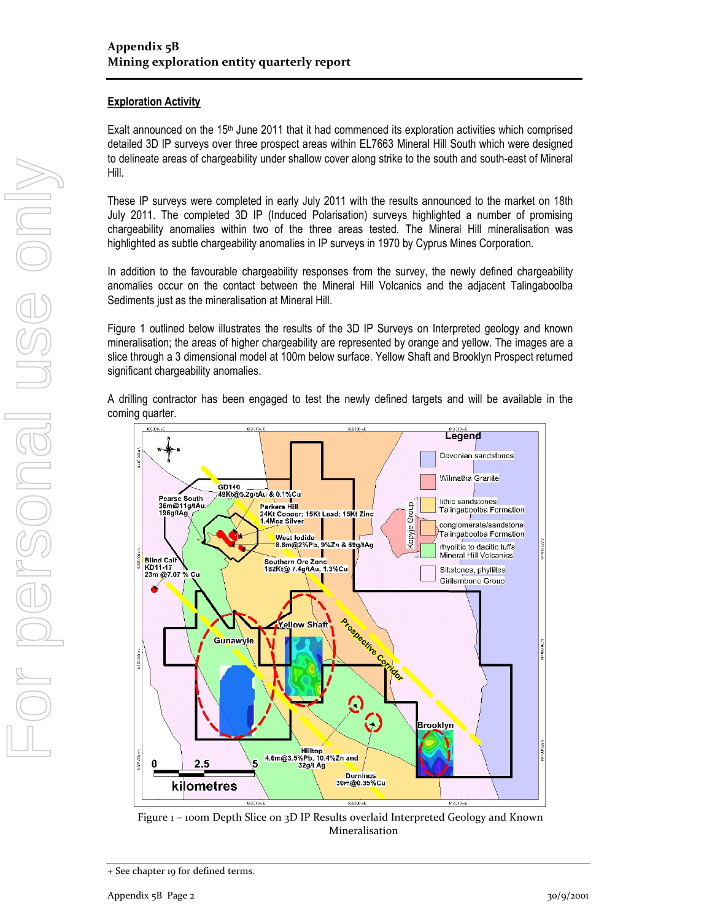## Exploration Activity

Exalt announced on the 15th June 2011 that it had commenced its exploration activities which comprised detailed 3D IP surveys over three prospect areas within EL7663 Mineral Hill South which were designed to delineate areas of chargeability under shallow cover along strike to the south and south-east of Mineral Hill.

These IP surveys were completed in early July 2011 with the results announced to the market on 18th July 2011. The completed 3D IP (Induced Polarisation) surveys highlighted a number of promising chargeability anomalies within two of the three areas tested. The Mineral Hill mineralisation was highlighted as subtle chargeability anomalies in IP surveys in 1970 by Cyprus Mines Corporation.

In addition to the favourable chargeability responses from the survey, the newly defined chargeability anomalies occur on the contact between the Mineral Hill Volcanics and the adjacent Talingaboolba Sediments just as the mineralisation at Mineral Hill.

Figure 1 outlined below illustrates the results of the 3D IP Surveys on Interpreted geology and known mineralisation; the areas of higher chargeability are represented by orange and yellow. The images are a slice through a 3 dimensional model at 100m below surface. Yellow Shaft and Brooklyn Prospect returned significant chargeability anomalies.

A drilling contractor has been engaged to test the newly defined targets and will be available in the coming quarter.

Figure 1 – 100m Depth Slice on 3D IP Results overlaid Interpreted Geology and Known Mineralisation

+ See chapter 19 for defined terms.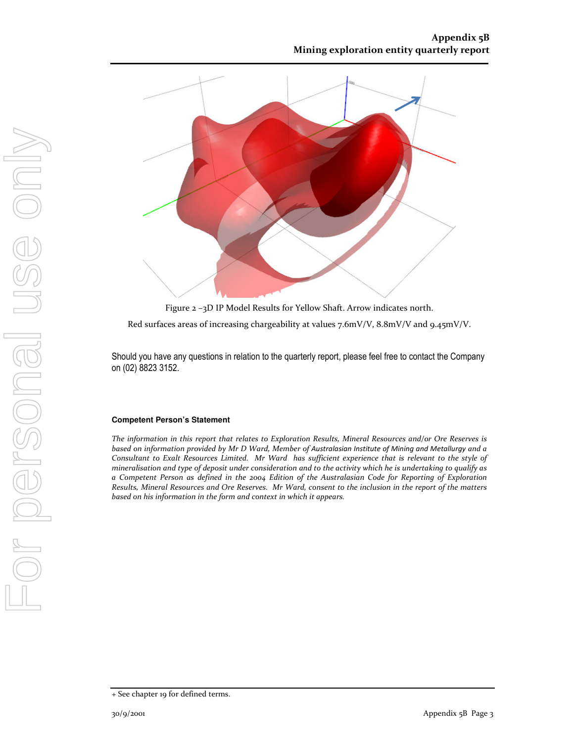Figure 2 –3D IP Model Results for Yellow Shaft. Arrow indicates north.

Red surfaces areas of increasing chargeability at values 7.6mV/V, 8.8mV/V and 9.45mV/V.

Should you have any questions in relation to the quarterly report, please feel free to contact the Company on (02) 8823 3152.

**Competent Person's Statement**

*The information in this report that relates to Exploration Results, Mineral Resources and/or Ore Reserves is based on information provided by Mr D Ward, Member of Australasian Institute of Mining and Metallurgy and a Consultant to Exalt Resources Limited. Mr Ward has sufficient experience that is relevant to the style of mineralisation and type of deposit under consideration and to the activity which he is undertaking to qualify as a Competent Person as defined in the 2004 Edition of the Australasian Code for Reporting of Exploration Results, Mineral Resources and Ore Reserves. Mr Ward, consent to the inclusion in the report of the matters based on his information in the form and context in which it appears.*

+ See chapter 19 for defined terms.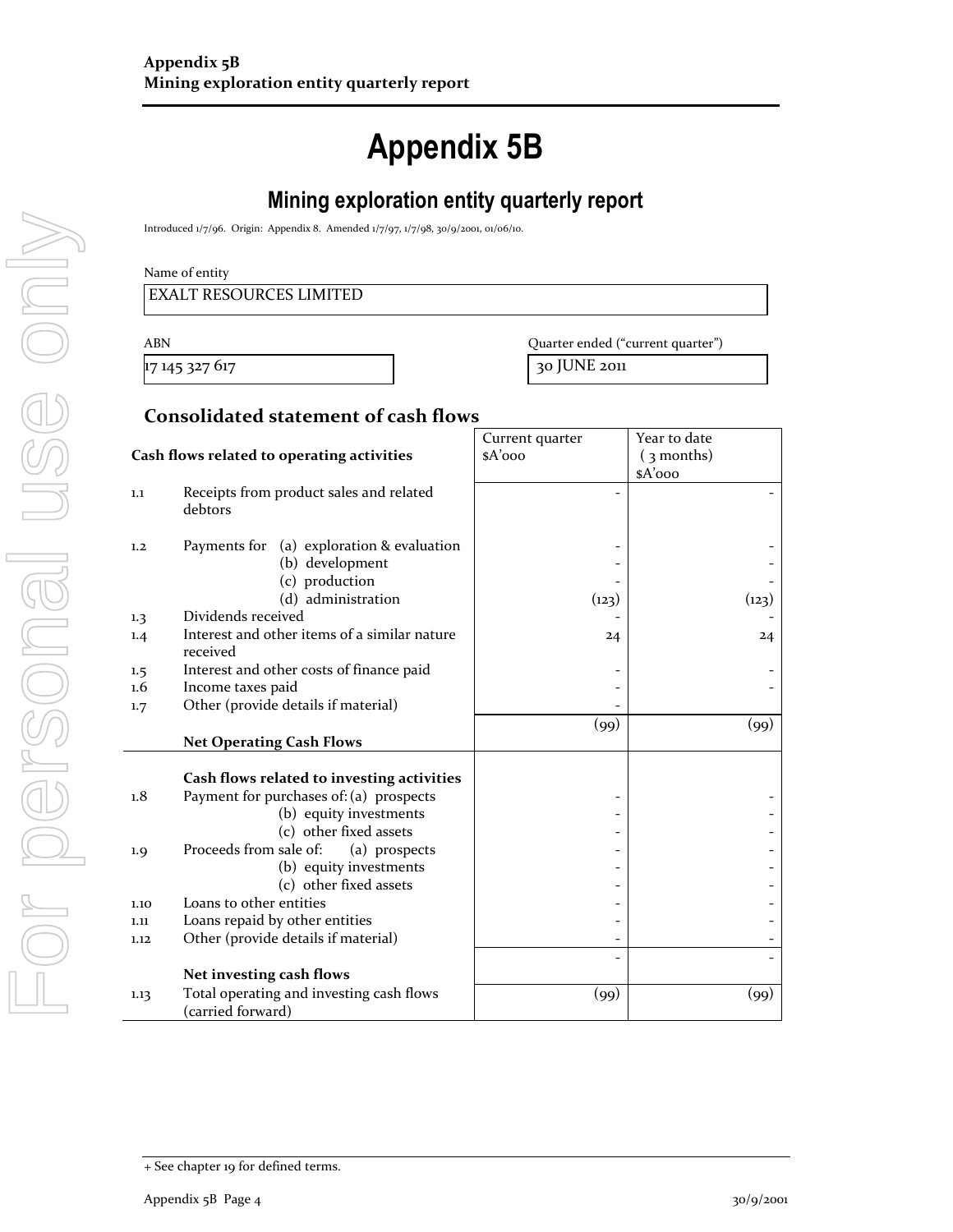# Appendix 5B

## Mining exploration entity quarterly report

Introduced 1/7/96. Origin: Appendix 8. Amended 1/7/97, 1/7/98, 30/9/2001, 01/06/10.

Name of entity

EXALT RESOURCES LIMITED

| ABN | Quarter ended ("current quarter") |
|---|---|
| 17 145 327 617 | 30 JUNE 2011 |

## Consolidated statement of cash flows

| | Cash flows related to operating activities | Current quarter $A'000 | Year to date (3 months) $A'000 |
|---|---|---|---|
| 1.1 | Receipts from product sales and related debtors | - | - |
| 1.2 | Payments for (a) exploration & evaluation | - | - |
| | (b) development | - | - |
| | (c) production | - | - |
| | (d) administration | (123) | (123) |
| 1.3 | Dividends received | - | - |
| 1.4 | Interest and other items of a similar nature received | 24 | 24 |
| 1.5 | Interest and other costs of finance paid | - | - |
| 1.6 | Income taxes paid | - | - |
| 1.7 | Other (provide details if material) | - | |
| | **Net Operating Cash Flows** | (99) | (99) |
| | **Cash flows related to investing activities** | | |
| 1.8 | Payment for purchases of: (a) prospects | - | - |
| | (b) equity investments | - | - |
| | (c) other fixed assets | - | - |
| 1.9 | Proceeds from sale of: (a) prospects | - | - |
| | (b) equity investments | - | - |
| | (c) other fixed assets | - | - |
| 1.10 | Loans to other entities | - | - |
| 1.11 | Loans repaid by other entities | - | - |
| 1.12 | Other (provide details if material) | - | - |
| | **Net investing cash flows** | - | - |
| 1.13 | Total operating and investing cash flows (carried forward) | (99) | (99) |

+ See chapter 19 for defined terms.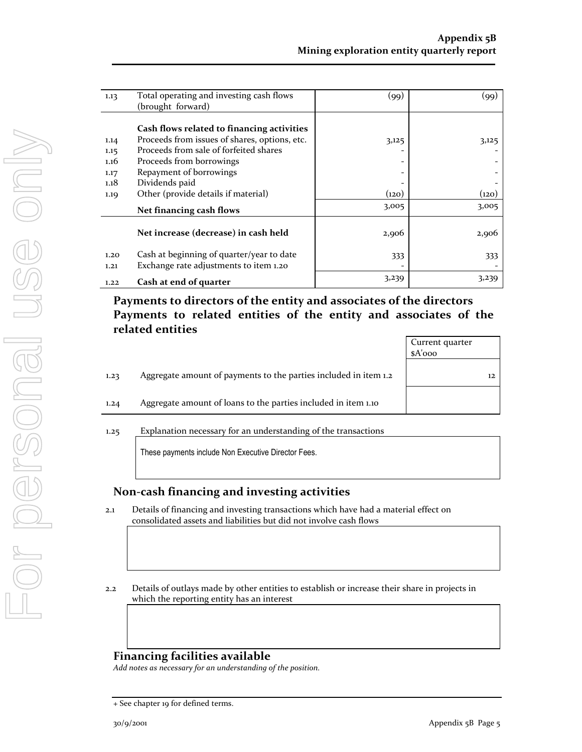| | | | |
|---|---|---|---|
| 1.13 | Total operating and investing cash flows (brought forward) | (99) | (99) |
| | **Cash flows related to financing activities** | | |
| 1.14 | Proceeds from issues of shares, options, etc. | 3,125 | 3,125 |
| 1.15 | Proceeds from sale of forfeited shares | - | - |
| 1.16 | Proceeds from borrowings | - | - |
| 1.17 | Repayment of borrowings | - | - |
| 1.18 | Dividends paid | - | - |
| 1.19 | Other (provide details if material) | (120) | (120) |
| | **Net financing cash flows** | 3,005 | 3,005 |
| | **Net increase (decrease) in cash held** | 2,906 | 2,906 |
| 1.20 | Cash at beginning of quarter/year to date | 333 | 333 |
| 1.21 | Exchange rate adjustments to item 1.20 | - | - |
| 1.22 | **Cash at end of quarter** | 3,239 | 3,239 |

## Payments to directors of the entity and associates of the directors Payments to related entities of the entity and associates of the related entities

| | | Current quarter $A'000 |
|---|---|---|
| 1.23 | Aggregate amount of payments to the parties included in item 1.2 | 12 |
| 1.24 | Aggregate amount of loans to the parties included in item 1.10 | |

1.25 Explanation necessary for an understanding of the transactions

These payments include Non Executive Director Fees.

## Non-cash financing and investing activities

2.1 Details of financing and investing transactions which have had a material effect on consolidated assets and liabilities but did not involve cash flows

2.2 Details of outlays made by other entities to establish or increase their share in projects in which the reporting entity has an interest

## Financing facilities available

*Add notes as necessary for an understanding of the position.*

+ See chapter 19 for defined terms.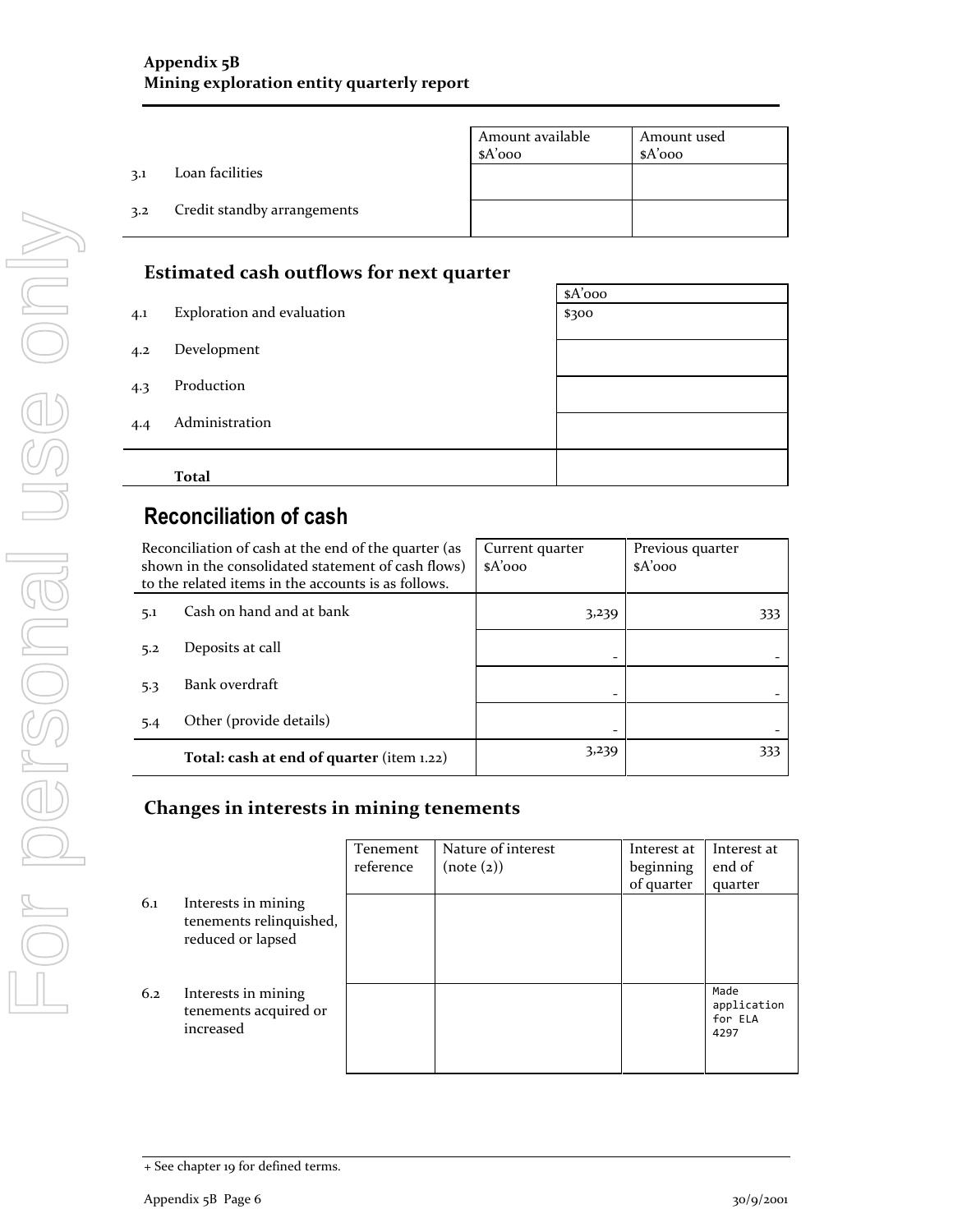| | | Amount available $A'000 | Amount used $A'000 |
|---|---|---|---|
| 3.1 | Loan facilities | | |
| 3.2 | Credit standby arrangements | | |

## Estimated cash outflows for next quarter

| | | $A'000 |
|---|---|---|
| 4.1 | Exploration and evaluation | $300 |
| 4.2 | Development | |
| 4.3 | Production | |
| 4.4 | Administration | |
| | **Total** | |

# Reconciliation of cash

| Reconciliation of cash at the end of the quarter (as shown in the consolidated statement of cash flows) to the related items in the accounts is as follows. | | Current quarter $A'000 | Previous quarter $A'000 |
|---|---|---|---|
| 5.1 | Cash on hand and at bank | 3,239 | 333 |
| 5.2 | Deposits at call | - | - |
| 5.3 | Bank overdraft | - | - |
| 5.4 | Other (provide details) | - | - |
| | **Total: cash at end of quarter** (item 1.22) | 3,239 | 333 |

## Changes in interests in mining tenements

| | | Tenement reference | Nature of interest (note (2)) | Interest at beginning of quarter | Interest at end of quarter |
|---|---|---|---|---|---|
| 6.1 | Interests in mining tenements relinquished, reduced or lapsed | | | | |
| 6.2 | Interests in mining tenements acquired or increased | | | | Made application for ELA 4297 |

+ See chapter 19 for defined terms.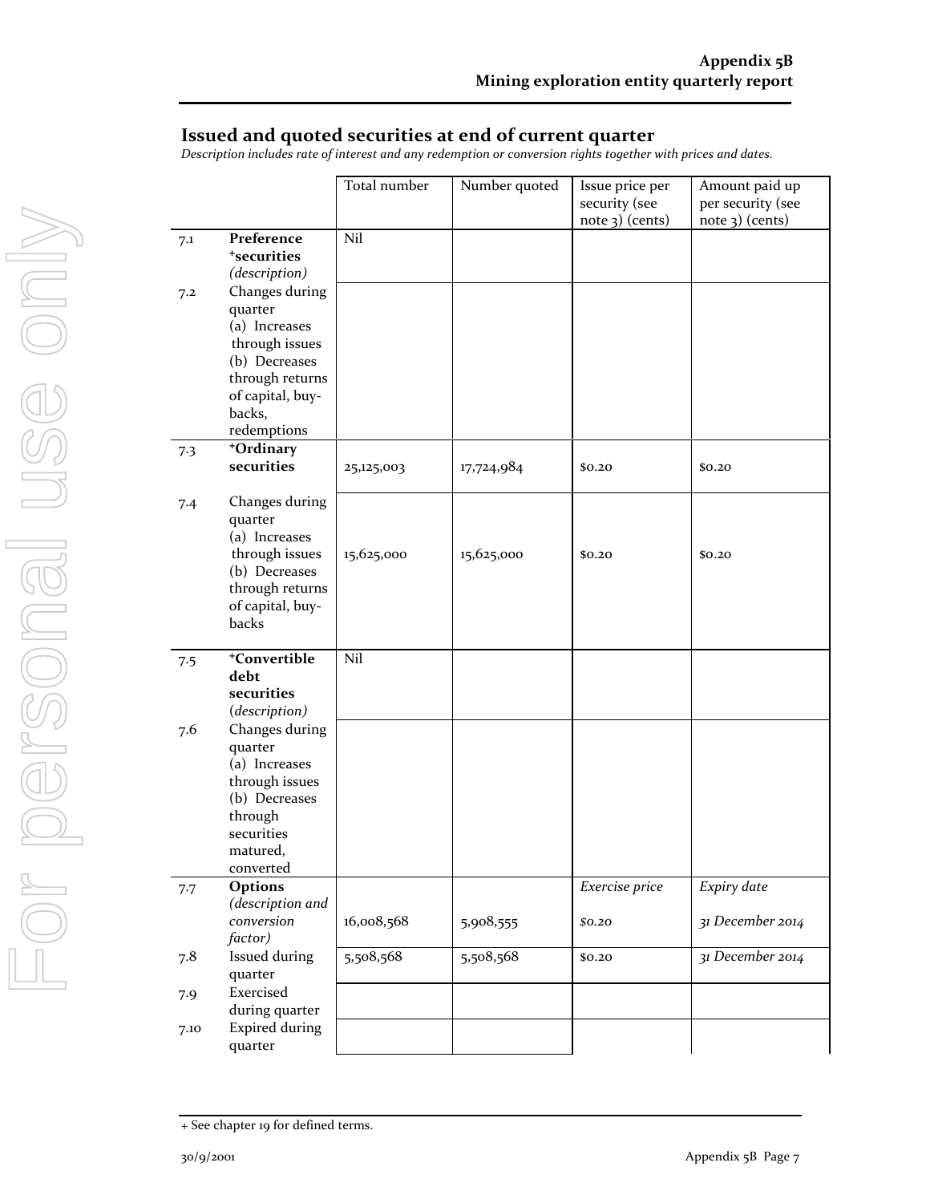## Issued and quoted securities at end of current quarter

*Description includes rate of interest and any redemption or conversion rights together with prices and dates.*

| | | Total number | Number quoted | Issue price per security (see note 3) (cents) | Amount paid up per security (see note 3) (cents) |
|---|---|---|---|---|---|
| 7.1 | **Preference +securities** *(description)* | Nil | | | |
| 7.2 | Changes during quarter (a) Increases through issues (b) Decreases through returns of capital, buy-backs, redemptions | | | | |
| 7.3 | **+Ordinary securities** | 25,125,003 | 17,724,984 | $0.20 | $0.20 |
| 7.4 | Changes during quarter (a) Increases through issues (b) Decreases through returns of capital, buy-backs | 15,625,000 | 15,625,000 | $0.20 | $0.20 |
| 7.5 | **+Convertible debt securities** *(description)* | Nil | | | |
| 7.6 | Changes during quarter (a) Increases through issues (b) Decreases through securities matured, converted | | | | |
| 7.7 | **Options** *(description and conversion factor)* | 16,008,568 | 5,908,555 | *Exercise price* *$0.20* | *Expiry date* *31 December 2014* |
| 7.8 | Issued during quarter | 5,508,568 | 5,508,568 | $0.20 | *31 December 2014* |
| 7.9 | Exercised during quarter | | | | |
| 7.10 | Expired during quarter | | | | |

+ See chapter 19 for defined terms.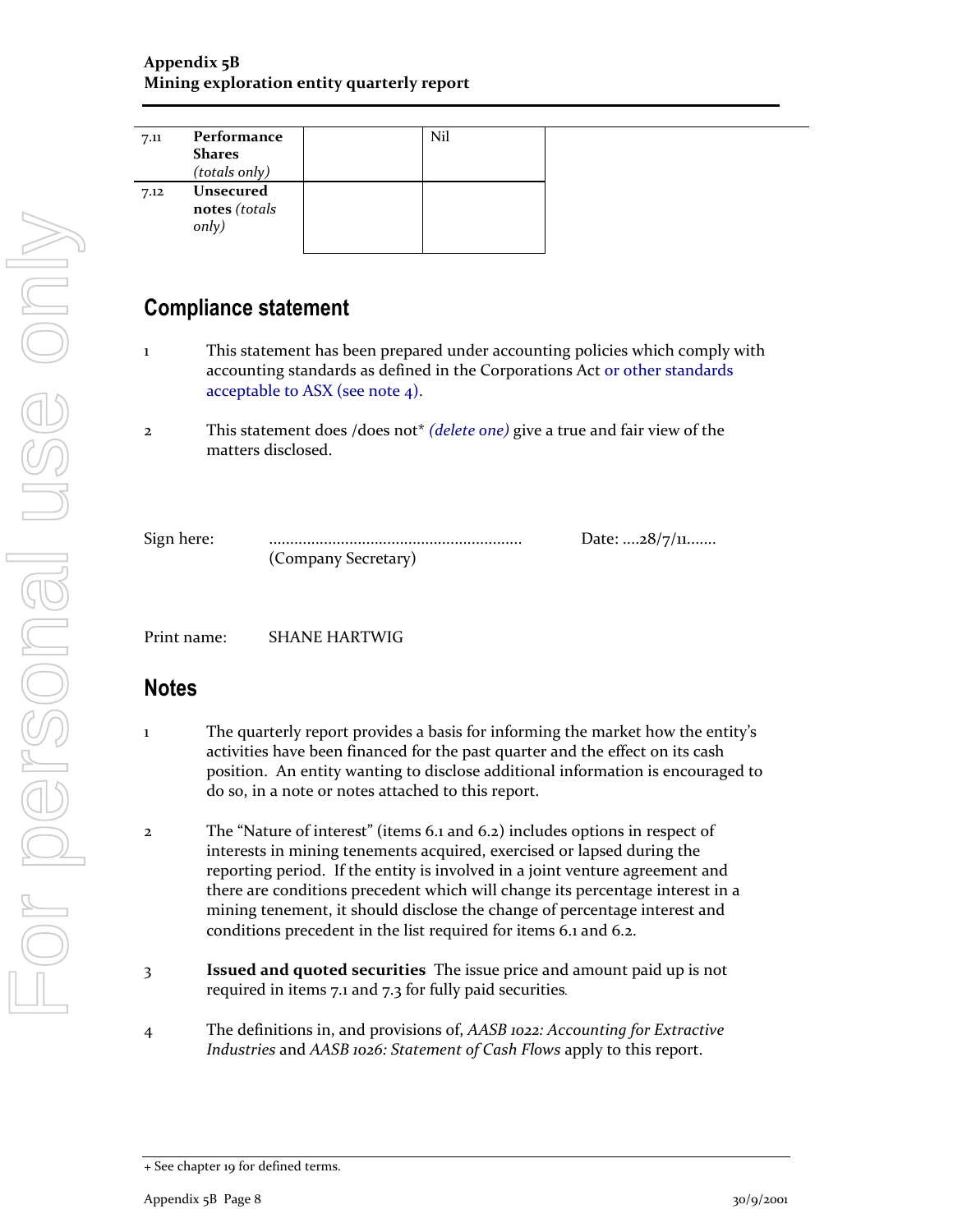| 7.11 | **Performance Shares** *(totals only)* | | Nil |
|---|---|---|---|
| 7.12 | **Unsecured notes** *(totals only)* | | |

## Compliance statement

1 This statement has been prepared under accounting policies which comply with accounting standards as defined in the Corporations Act or other standards acceptable to ASX (see note 4).

2 This statement does /does not* *(delete one)* give a true and fair view of the matters disclosed.

Sign here: ............................................................ (Company Secretary) Date: ....28/7/11.......

Print name: SHANE HARTWIG

## Notes

1 The quarterly report provides a basis for informing the market how the entity's activities have been financed for the past quarter and the effect on its cash position. An entity wanting to disclose additional information is encouraged to do so, in a note or notes attached to this report.

2 The "Nature of interest" (items 6.1 and 6.2) includes options in respect of interests in mining tenements acquired, exercised or lapsed during the reporting period. If the entity is involved in a joint venture agreement and there are conditions precedent which will change its percentage interest in a mining tenement, it should disclose the change of percentage interest and conditions precedent in the list required for items 6.1 and 6.2.

3 **Issued and quoted securities** The issue price and amount paid up is not required in items 7.1 and 7.3 for fully paid securities.

4 The definitions in, and provisions of, *AASB 1022: Accounting for Extractive Industries* and *AASB 1026: Statement of Cash Flows* apply to this report.

+ See chapter 19 for defined terms.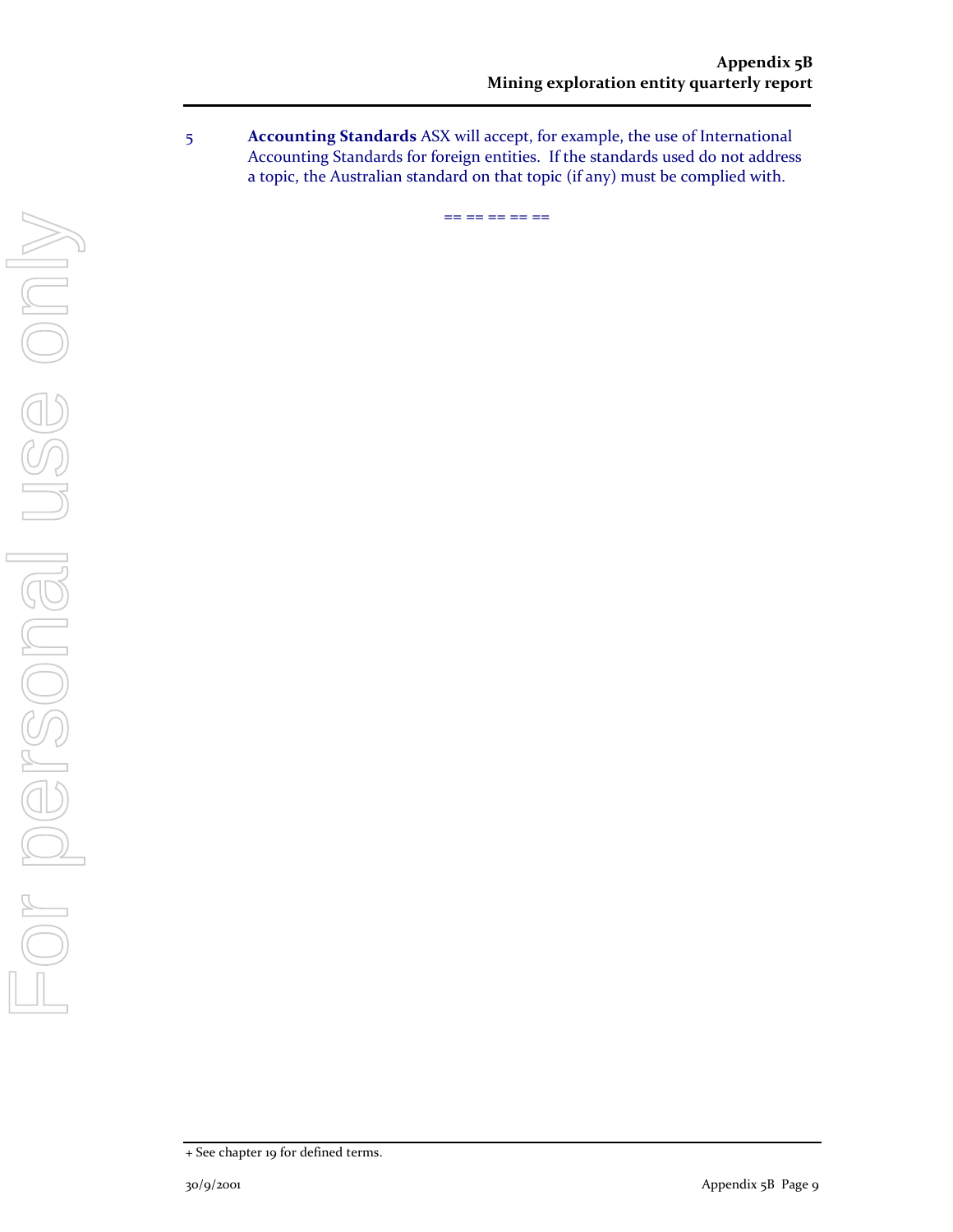5 **Accounting Standards** ASX will accept, for example, the use of International Accounting Standards for foreign entities. If the standards used do not address a topic, the Australian standard on that topic (if any) must be complied with.

== == == == ==